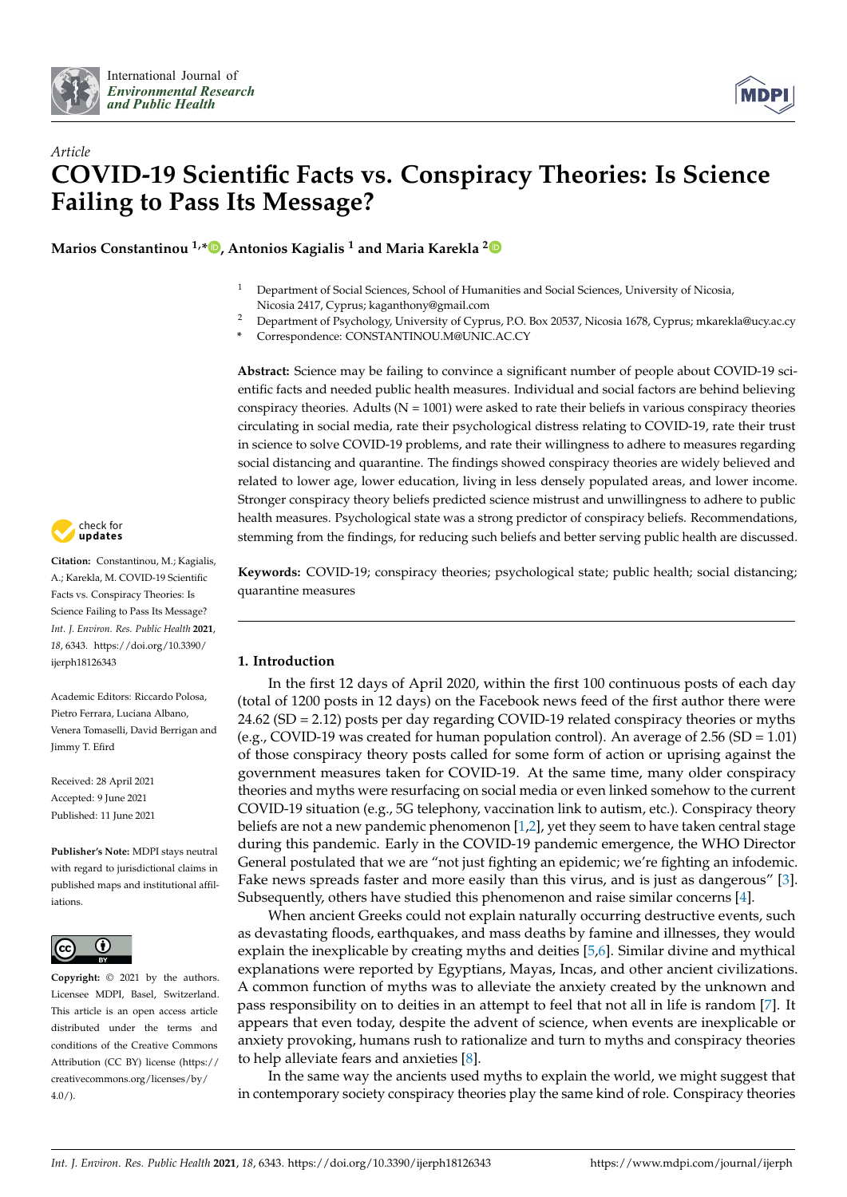International Journal of *Environmental Research and Public Health*

*Article*

# COVID-19 Scientific Facts vs. Conspiracy Theories: Is Science Failing to Pass Its Message?

**Marios Constantinou [1,*], Antonios Kagialis [1] and Maria Karekla [2]**

[1] Department of Social Sciences, School of Humanities and Social Sciences, University of Nicosia, Nicosia 2417, Cyprus; kaganthony@gmail.com

[2] Department of Psychology, University of Cyprus, P.O. Box 20537, Nicosia 1678, Cyprus; mkarekla@ucy.ac.cy

[*] Correspondence: CONSTANTINOU.M@UNIC.AC.CY

**Abstract:** Science may be failing to convince a significant number of people about COVID-19 scientific facts and needed public health measures. Individual and social factors are behind believing conspiracy theories. Adults (N = 1001) were asked to rate their beliefs in various conspiracy theories circulating in social media, rate their psychological distress relating to COVID-19, rate their trust in science to solve COVID-19 problems, and rate their willingness to adhere to measures regarding social distancing and quarantine. The findings showed conspiracy theories are widely believed and related to lower age, lower education, living in less densely populated areas, and lower income. Stronger conspiracy theory beliefs predicted science mistrust and unwillingness to adhere to public health measures. Psychological state was a strong predictor of conspiracy beliefs. Recommendations, stemming from the findings, for reducing such beliefs and better serving public health are discussed.

**Keywords:** COVID-19; conspiracy theories; psychological state; public health; social distancing; quarantine measures

**Citation:** Constantinou, M.; Kagialis, A.; Karekla, M. COVID-19 Scientific Facts vs. Conspiracy Theories: Is Science Failing to Pass Its Message? *Int. J. Environ. Res. Public Health* **2021**, *18*, 6343. https://doi.org/10.3390/ijerph18126343

Academic Editors: Riccardo Polosa, Pietro Ferrara, Luciana Albano, Venera Tomaselli, David Berrigan and Jimmy T. Efird

Received: 28 April 2021
Accepted: 9 June 2021
Published: 11 June 2021

**Publisher's Note:** MDPI stays neutral with regard to jurisdictional claims in published maps and institutional affiliations.

**Copyright:** © 2021 by the authors. Licensee MDPI, Basel, Switzerland. This article is an open access article distributed under the terms and conditions of the Creative Commons Attribution (CC BY) license (https://creativecommons.org/licenses/by/4.0/).

## 1. Introduction

In the first 12 days of April 2020, within the first 100 continuous posts of each day (total of 1200 posts in 12 days) on the Facebook news feed of the first author there were 24.62 (SD = 2.12) posts per day regarding COVID-19 related conspiracy theories or myths (e.g., COVID-19 was created for human population control). An average of 2.56 (SD = 1.01) of those conspiracy theory posts called for some form of action or uprising against the government measures taken for COVID-19. At the same time, many older conspiracy theories and myths were resurfacing on social media or even linked somehow to the current COVID-19 situation (e.g., 5G telephony, vaccination link to autism, etc.). Conspiracy theory beliefs are not a new pandemic phenomenon [1,2], yet they seem to have taken central stage during this pandemic. Early in the COVID-19 pandemic emergence, the WHO Director General postulated that we are "not just fighting an epidemic; we're fighting an infodemic. Fake news spreads faster and more easily than this virus, and is just as dangerous" [3]. Subsequently, others have studied this phenomenon and raise similar concerns [4].

When ancient Greeks could not explain naturally occurring destructive events, such as devastating floods, earthquakes, and mass deaths by famine and illnesses, they would explain the inexplicable by creating myths and deities [5,6]. Similar divine and mythical explanations were reported by Egyptians, Mayas, Incas, and other ancient civilizations. A common function of myths was to alleviate the anxiety created by the unknown and pass responsibility on to deities in an attempt to feel that not all in life is random [7]. It appears that even today, despite the advent of science, when events are inexplicable or anxiety provoking, humans rush to rationalize and turn to myths and conspiracy theories to help alleviate fears and anxieties [8].

In the same way the ancients used myths to explain the world, we might suggest that in contemporary society conspiracy theories play the same kind of role. Conspiracy theories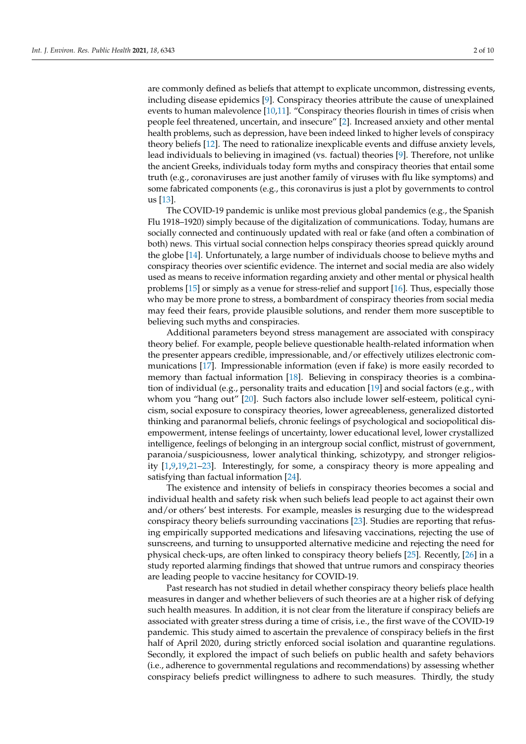are commonly defined as beliefs that attempt to explicate uncommon, distressing events, including disease epidemics [9]. Conspiracy theories attribute the cause of unexplained events to human malevolence [10,11]. "Conspiracy theories flourish in times of crisis when people feel threatened, uncertain, and insecure" [2]. Increased anxiety and other mental health problems, such as depression, have been indeed linked to higher levels of conspiracy theory beliefs [12]. The need to rationalize inexplicable events and diffuse anxiety levels, lead individuals to believing in imagined (vs. factual) theories [9]. Therefore, not unlike the ancient Greeks, individuals today form myths and conspiracy theories that entail some truth (e.g., coronaviruses are just another family of viruses with flu like symptoms) and some fabricated components (e.g., this coronavirus is just a plot by governments to control us [13].

The COVID-19 pandemic is unlike most previous global pandemics (e.g., the Spanish Flu 1918–1920) simply because of the digitalization of communications. Today, humans are socially connected and continuously updated with real or fake (and often a combination of both) news. This virtual social connection helps conspiracy theories spread quickly around the globe [14]. Unfortunately, a large number of individuals choose to believe myths and conspiracy theories over scientific evidence. The internet and social media are also widely used as means to receive information regarding anxiety and other mental or physical health problems [15] or simply as a venue for stress-relief and support [16]. Thus, especially those who may be more prone to stress, a bombardment of conspiracy theories from social media may feed their fears, provide plausible solutions, and render them more susceptible to believing such myths and conspiracies.

Additional parameters beyond stress management are associated with conspiracy theory belief. For example, people believe questionable health-related information when the presenter appears credible, impressionable, and/or effectively utilizes electronic communications [17]. Impressionable information (even if fake) is more easily recorded to memory than factual information [18]. Believing in conspiracy theories is a combination of individual (e.g., personality traits and education [19] and social factors (e.g., with whom you "hang out" [20]. Such factors also include lower self-esteem, political cynicism, social exposure to conspiracy theories, lower agreeableness, generalized distorted thinking and paranormal beliefs, chronic feelings of psychological and sociopolitical disempowerment, intense feelings of uncertainty, lower educational level, lower crystallized intelligence, feelings of belonging in an intergroup social conflict, mistrust of government, paranoia/suspiciousness, lower analytical thinking, schizotypy, and stronger religiosity [1,9,19,21–23]. Interestingly, for some, a conspiracy theory is more appealing and satisfying than factual information [24].

The existence and intensity of beliefs in conspiracy theories becomes a social and individual health and safety risk when such beliefs lead people to act against their own and/or others' best interests. For example, measles is resurging due to the widespread conspiracy theory beliefs surrounding vaccinations [23]. Studies are reporting that refusing empirically supported medications and lifesaving vaccinations, rejecting the use of sunscreens, and turning to unsupported alternative medicine and rejecting the need for physical check-ups, are often linked to conspiracy theory beliefs [25]. Recently, [26] in a study reported alarming findings that showed that untrue rumors and conspiracy theories are leading people to vaccine hesitancy for COVID-19.

Past research has not studied in detail whether conspiracy theory beliefs place health measures in danger and whether believers of such theories are at a higher risk of defying such health measures. In addition, it is not clear from the literature if conspiracy beliefs are associated with greater stress during a time of crisis, i.e., the first wave of the COVID-19 pandemic. This study aimed to ascertain the prevalence of conspiracy beliefs in the first half of April 2020, during strictly enforced social isolation and quarantine regulations. Secondly, it explored the impact of such beliefs on public health and safety behaviors (i.e., adherence to governmental regulations and recommendations) by assessing whether conspiracy beliefs predict willingness to adhere to such measures. Thirdly, the study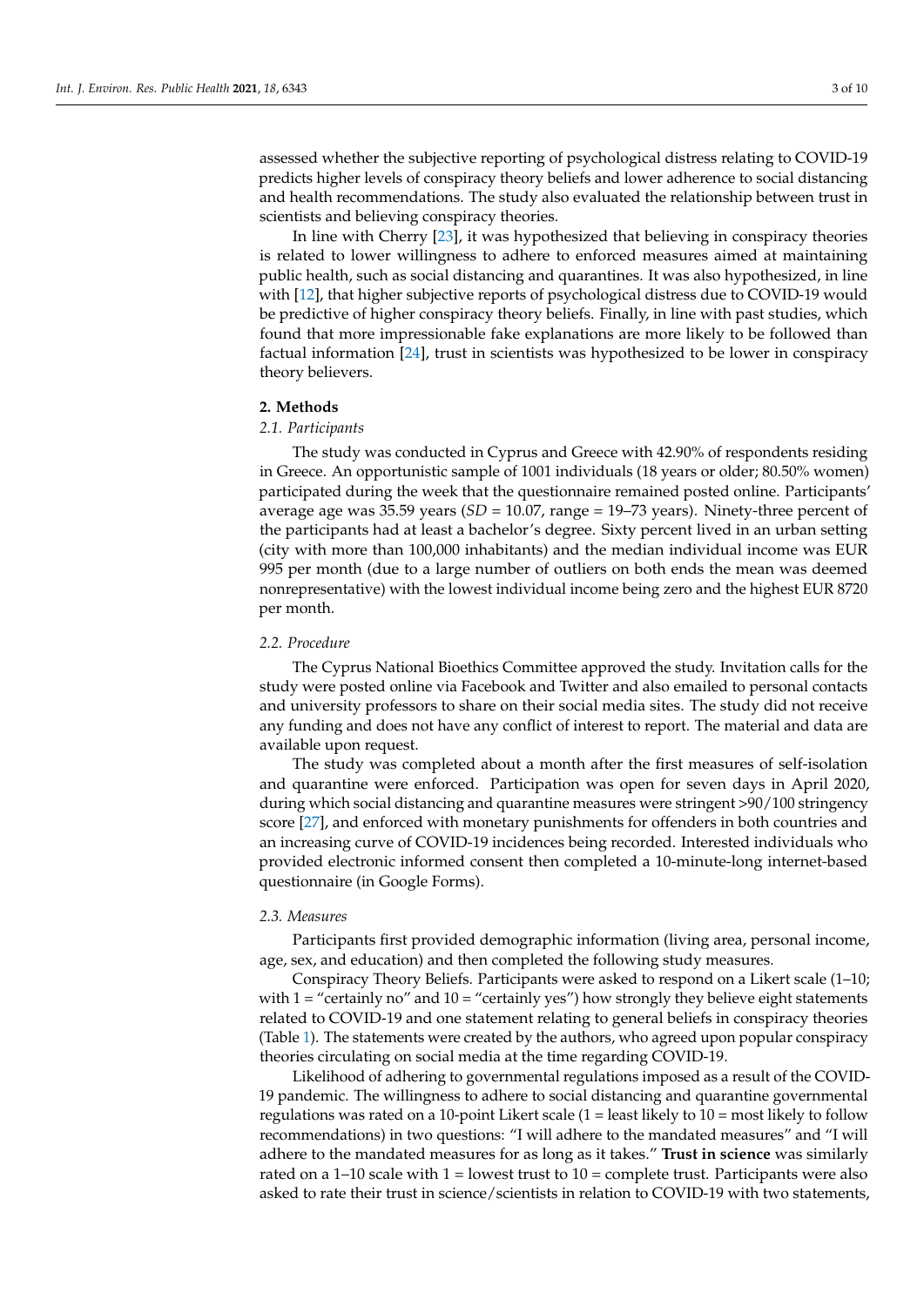assessed whether the subjective reporting of psychological distress relating to COVID-19 predicts higher levels of conspiracy theory beliefs and lower adherence to social distancing and health recommendations. The study also evaluated the relationship between trust in scientists and believing conspiracy theories.

In line with Cherry [23], it was hypothesized that believing in conspiracy theories is related to lower willingness to adhere to enforced measures aimed at maintaining public health, such as social distancing and quarantines. It was also hypothesized, in line with [12], that higher subjective reports of psychological distress due to COVID-19 would be predictive of higher conspiracy theory beliefs. Finally, in line with past studies, which found that more impressionable fake explanations are more likely to be followed than factual information [24], trust in scientists was hypothesized to be lower in conspiracy theory believers.

## 2. Methods

### *2.1. Participants*

The study was conducted in Cyprus and Greece with 42.90% of respondents residing in Greece. An opportunistic sample of 1001 individuals (18 years or older; 80.50% women) participated during the week that the questionnaire remained posted online. Participants' average age was 35.59 years (*SD* = 10.07, range = 19–73 years). Ninety-three percent of the participants had at least a bachelor's degree. Sixty percent lived in an urban setting (city with more than 100,000 inhabitants) and the median individual income was EUR 995 per month (due to a large number of outliers on both ends the mean was deemed nonrepresentative) with the lowest individual income being zero and the highest EUR 8720 per month.

### *2.2. Procedure*

The Cyprus National Bioethics Committee approved the study. Invitation calls for the study were posted online via Facebook and Twitter and also emailed to personal contacts and university professors to share on their social media sites. The study did not receive any funding and does not have any conflict of interest to report. The material and data are available upon request.

The study was completed about a month after the first measures of self-isolation and quarantine were enforced. Participation was open for seven days in April 2020, during which social distancing and quarantine measures were stringent >90/100 stringency score [27], and enforced with monetary punishments for offenders in both countries and an increasing curve of COVID-19 incidences being recorded. Interested individuals who provided electronic informed consent then completed a 10-minute-long internet-based questionnaire (in Google Forms).

### *2.3. Measures*

Participants first provided demographic information (living area, personal income, age, sex, and education) and then completed the following study measures.

Conspiracy Theory Beliefs. Participants were asked to respond on a Likert scale (1–10; with 1 = "certainly no" and 10 = "certainly yes") how strongly they believe eight statements related to COVID-19 and one statement relating to general beliefs in conspiracy theories (Table 1). The statements were created by the authors, who agreed upon popular conspiracy theories circulating on social media at the time regarding COVID-19.

Likelihood of adhering to governmental regulations imposed as a result of the COVID-19 pandemic. The willingness to adhere to social distancing and quarantine governmental regulations was rated on a 10-point Likert scale (1 = least likely to 10 = most likely to follow recommendations) in two questions: "I will adhere to the mandated measures" and "I will adhere to the mandated measures for as long as it takes." **Trust in science** was similarly rated on a 1–10 scale with 1 = lowest trust to 10 = complete trust. Participants were also asked to rate their trust in science/scientists in relation to COVID-19 with two statements,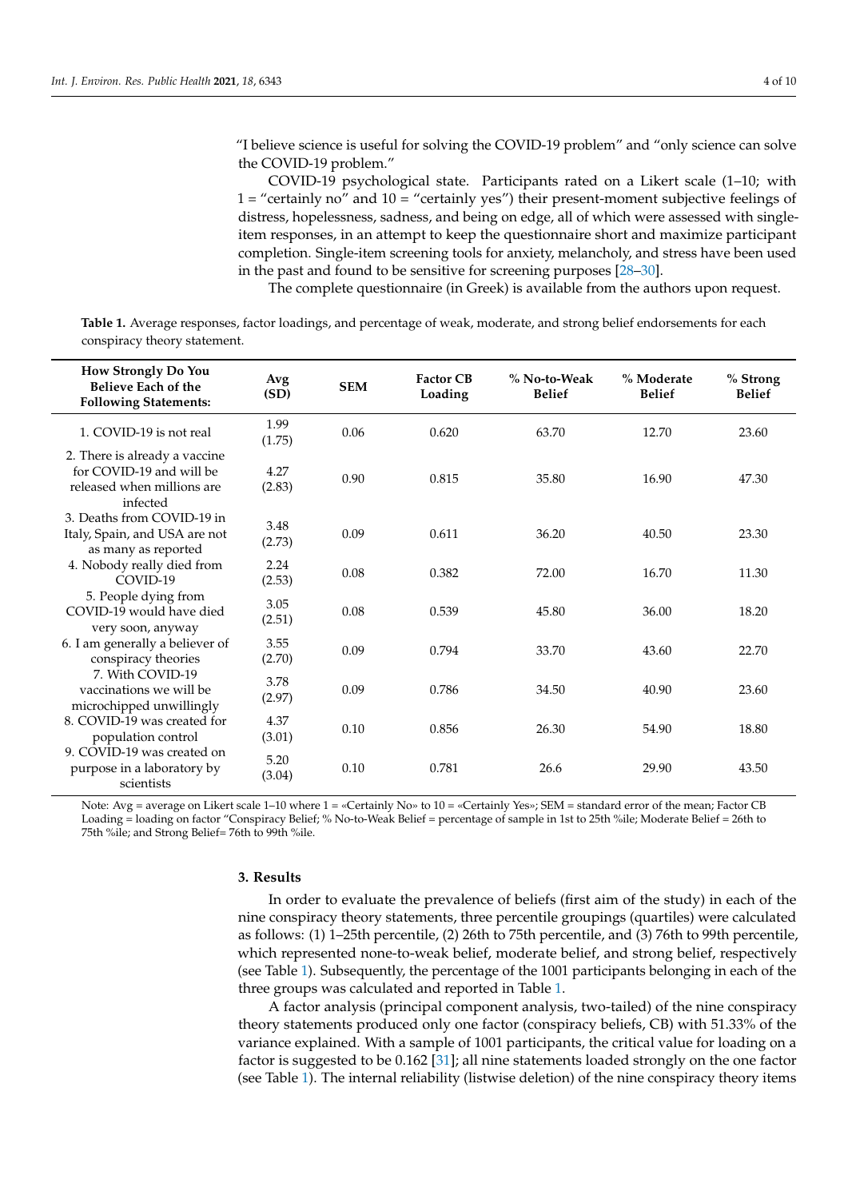"I believe science is useful for solving the COVID-19 problem" and "only science can solve the COVID-19 problem."

COVID-19 psychological state. Participants rated on a Likert scale (1–10; with 1 = "certainly no" and 10 = "certainly yes") their present-moment subjective feelings of distress, hopelessness, sadness, and being on edge, all of which were assessed with single-item responses, in an attempt to keep the questionnaire short and maximize participant completion. Single-item screening tools for anxiety, melancholy, and stress have been used in the past and found to be sensitive for screening purposes [28–30].

The complete questionnaire (in Greek) is available from the authors upon request.

**Table 1.** Average responses, factor loadings, and percentage of weak, moderate, and strong belief endorsements for each conspiracy theory statement.

| How Strongly Do You Believe Each of the Following Statements: | Avg (SD) | SEM | Factor CB Loading | % No-to-Weak Belief | % Moderate Belief | % Strong Belief |
|---|---|---|---|---|---|---|
| 1. COVID-19 is not real | 1.99 (1.75) | 0.06 | 0.620 | 63.70 | 12.70 | 23.60 |
| 2. There is already a vaccine for COVID-19 and will be released when millions are infected | 4.27 (2.83) | 0.90 | 0.815 | 35.80 | 16.90 | 47.30 |
| 3. Deaths from COVID-19 in Italy, Spain, and USA are not as many as reported | 3.48 (2.73) | 0.09 | 0.611 | 36.20 | 40.50 | 23.30 |
| 4. Nobody really died from COVID-19 | 2.24 (2.53) | 0.08 | 0.382 | 72.00 | 16.70 | 11.30 |
| 5. People dying from COVID-19 would have died very soon, anyway | 3.05 (2.51) | 0.08 | 0.539 | 45.80 | 36.00 | 18.20 |
| 6. I am generally a believer of conspiracy theories | 3.55 (2.70) | 0.09 | 0.794 | 33.70 | 43.60 | 22.70 |
| 7. With COVID-19 vaccinations we will be microchipped unwillingly | 3.78 (2.97) | 0.09 | 0.786 | 34.50 | 40.90 | 23.60 |
| 8. COVID-19 was created for population control | 4.37 (3.01) | 0.10 | 0.856 | 26.30 | 54.90 | 18.80 |
| 9. COVID-19 was created on purpose in a laboratory by scientists | 5.20 (3.04) | 0.10 | 0.781 | 26.6 | 29.90 | 43.50 |

Note: Avg = average on Likert scale 1–10 where 1 = «Certainly No» to 10 = «Certainly Yes»; SEM = standard error of the mean; Factor CB Loading = loading on factor "Conspiracy Belief; % No-to-Weak Belief = percentage of sample in 1st to 25th %ile; Moderate Belief = 26th to 75th %ile; and Strong Belief= 76th to 99th %ile.

## 3. Results

In order to evaluate the prevalence of beliefs (first aim of the study) in each of the nine conspiracy theory statements, three percentile groupings (quartiles) were calculated as follows: (1) 1–25th percentile, (2) 26th to 75th percentile, and (3) 76th to 99th percentile, which represented none-to-weak belief, moderate belief, and strong belief, respectively (see Table 1). Subsequently, the percentage of the 1001 participants belonging in each of the three groups was calculated and reported in Table 1.

A factor analysis (principal component analysis, two-tailed) of the nine conspiracy theory statements produced only one factor (conspiracy beliefs, CB) with 51.33% of the variance explained. With a sample of 1001 participants, the critical value for loading on a factor is suggested to be 0.162 [31]; all nine statements loaded strongly on the one factor (see Table 1). The internal reliability (listwise deletion) of the nine conspiracy theory items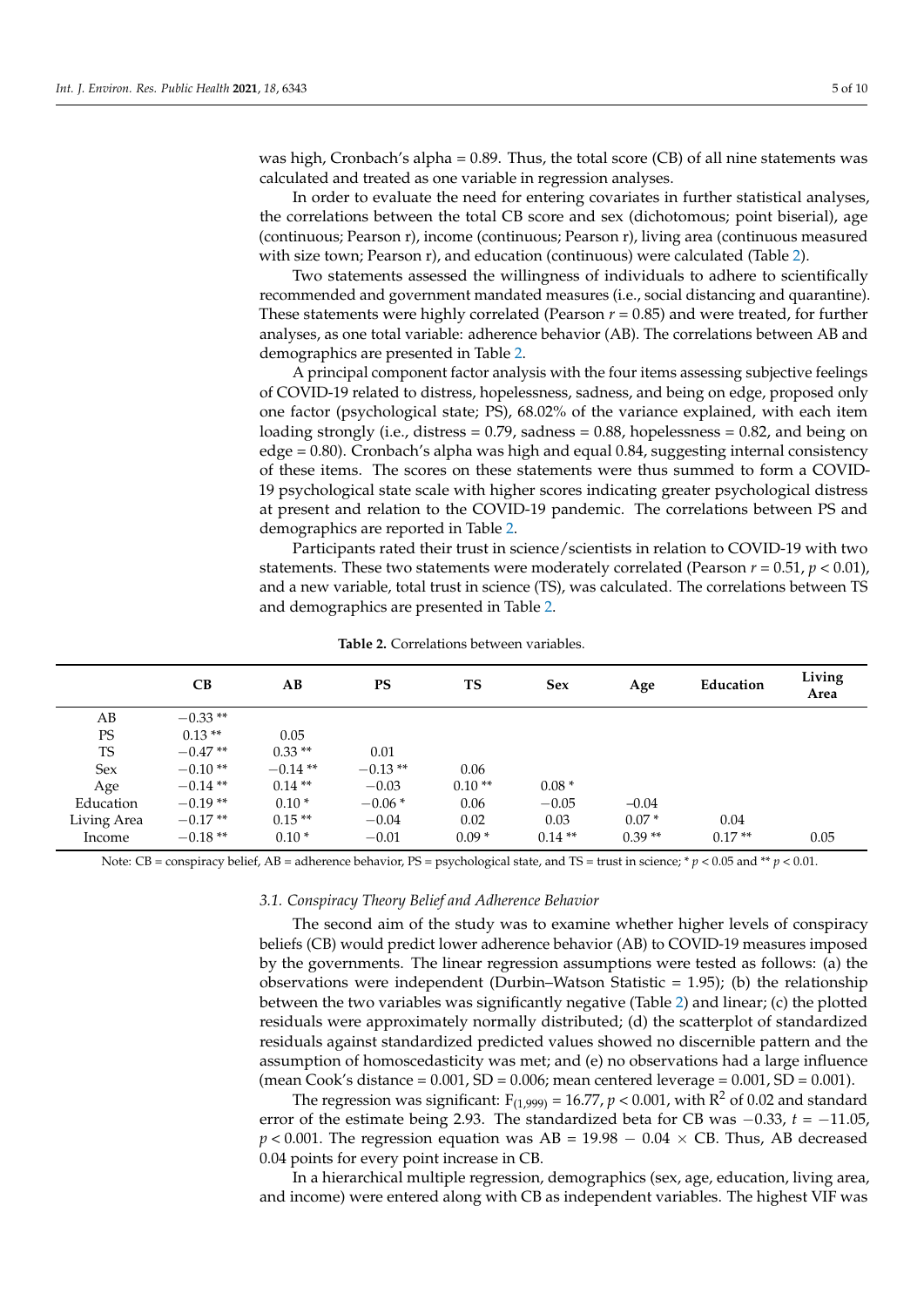was high, Cronbach's alpha = 0.89. Thus, the total score (CB) of all nine statements was calculated and treated as one variable in regression analyses.

In order to evaluate the need for entering covariates in further statistical analyses, the correlations between the total CB score and sex (dichotomous; point biserial), age (continuous; Pearson r), income (continuous; Pearson r), living area (continuous measured with size town; Pearson r), and education (continuous) were calculated (Table 2).

Two statements assessed the willingness of individuals to adhere to scientifically recommended and government mandated measures (i.e., social distancing and quarantine). These statements were highly correlated (Pearson $r = 0.85$) and were treated, for further analyses, as one total variable: adherence behavior (AB). The correlations between AB and demographics are presented in Table 2.

A principal component factor analysis with the four items assessing subjective feelings of COVID-19 related to distress, hopelessness, sadness, and being on edge, proposed only one factor (psychological state; PS), 68.02% of the variance explained, with each item loading strongly (i.e., distress = 0.79, sadness = 0.88, hopelessness = 0.82, and being on edge = 0.80). Cronbach's alpha was high and equal 0.84, suggesting internal consistency of these items. The scores on these statements were thus summed to form a COVID-19 psychological state scale with higher scores indicating greater psychological distress at present and relation to the COVID-19 pandemic. The correlations between PS and demographics are reported in Table 2.

Participants rated their trust in science/scientists in relation to COVID-19 with two statements. These two statements were moderately correlated (Pearson $r = 0.51$, $p < 0.01$), and a new variable, total trust in science (TS), was calculated. The correlations between TS and demographics are presented in Table 2.

**Table 2.** Correlations between variables.

| | CB | AB | PS | TS | Sex | Age | Education | Living Area |
|---|---|---|---|---|---|---|---|---|
| AB | −0.33 ** | | | | | | | |
| PS | 0.13 ** | 0.05 | | | | | | |
| TS | −0.47 ** | 0.33 ** | 0.01 | | | | | |
| Sex | −0.10 ** | −0.14 ** | −0.13 ** | 0.06 | | | | |
| Age | −0.14 ** | 0.14 ** | −0.03 | 0.10 ** | 0.08 * | | | |
| Education | −0.19 ** | 0.10 * | −0.06 * | 0.06 | −0.05 | −0.04 | | |
| Living Area | −0.17 ** | 0.15 ** | −0.04 | 0.02 | 0.03 | 0.07 * | 0.04 | |
| Income | −0.18 ** | 0.10 * | −0.01 | 0.09 * | 0.14 ** | 0.39 ** | 0.17 ** | 0.05 |

Note: CB = conspiracy belief, AB = adherence behavior, PS = psychological state, and TS = trust in science; * $p < 0.05$ and ** $p < 0.01$.

### 3.1. Conspiracy Theory Belief and Adherence Behavior

The second aim of the study was to examine whether higher levels of conspiracy beliefs (CB) would predict lower adherence behavior (AB) to COVID-19 measures imposed by the governments. The linear regression assumptions were tested as follows: (a) the observations were independent (Durbin–Watson Statistic = 1.95); (b) the relationship between the two variables was significantly negative (Table 2) and linear; (c) the plotted residuals were approximately normally distributed; (d) the scatterplot of standardized residuals against standardized predicted values showed no discernible pattern and the assumption of homoscedasticity was met; and (e) no observations had a large influence (mean Cook's distance = 0.001, SD = 0.006; mean centered leverage = 0.001, SD = 0.001).

The regression was significant: $F_{(1,999)} = 16.77$, $p < 0.001$, with $R^2$ of 0.02 and standard error of the estimate being 2.93. The standardized beta for CB was −0.33, $t = -11.05$, $p < 0.001$. The regression equation was $AB = 19.98 - 0.04 \times CB$. Thus, AB decreased 0.04 points for every point increase in CB.

In a hierarchical multiple regression, demographics (sex, age, education, living area, and income) were entered along with CB as independent variables. The highest VIF was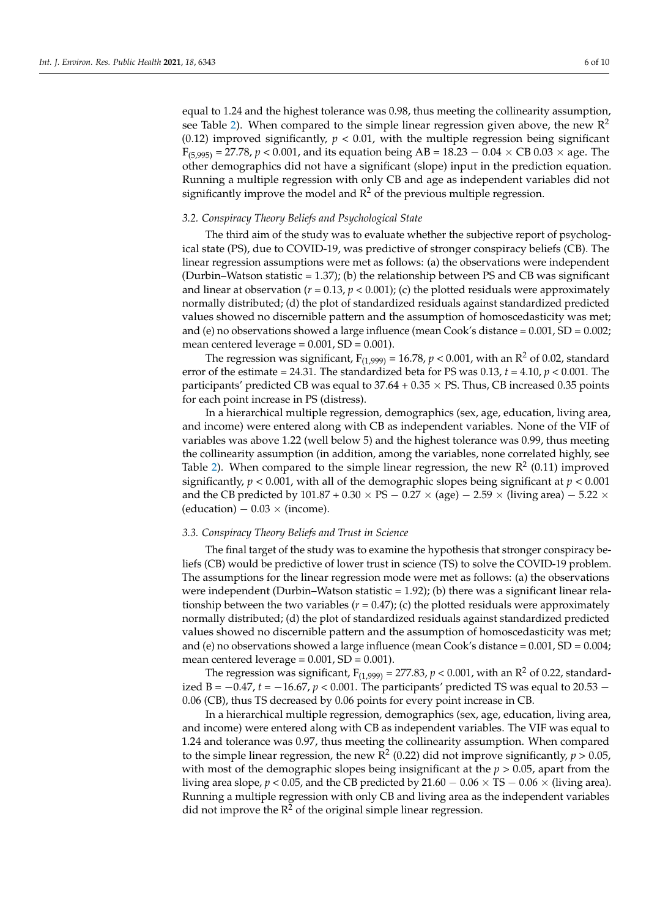equal to 1.24 and the highest tolerance was 0.98, thus meeting the collinearity assumption, see Table 2). When compared to the simple linear regression given above, the new $R^2$ (0.12) improved significantly, $p < 0.01$, with the multiple regression being significant $F_{(5,995)} = 27.78$, $p < 0.001$, and its equation being AB = 18.23 − 0.04 × CB 0.03 × age. The other demographics did not have a significant (slope) input in the prediction equation. Running a multiple regression with only CB and age as independent variables did not significantly improve the model and $R^2$ of the previous multiple regression.

### 3.2. Conspiracy Theory Beliefs and Psychological State

The third aim of the study was to evaluate whether the subjective report of psychological state (PS), due to COVID-19, was predictive of stronger conspiracy beliefs (CB). The linear regression assumptions were met as follows: (a) the observations were independent (Durbin–Watson statistic = 1.37); (b) the relationship between PS and CB was significant and linear at observation ($r = 0.13$, $p < 0.001$); (c) the plotted residuals were approximately normally distributed; (d) the plot of standardized residuals against standardized predicted values showed no discernible pattern and the assumption of homoscedasticity was met; and (e) no observations showed a large influence (mean Cook's distance = 0.001, SD = 0.002; mean centered leverage = 0.001, SD = 0.001).

The regression was significant, $F_{(1,999)} = 16.78$, $p < 0.001$, with an $R^2$ of 0.02, standard error of the estimate = 24.31. The standardized beta for PS was 0.13, $t = 4.10$, $p < 0.001$. The participants' predicted CB was equal to 37.64 + 0.35 × PS. Thus, CB increased 0.35 points for each point increase in PS (distress).

In a hierarchical multiple regression, demographics (sex, age, education, living area, and income) were entered along with CB as independent variables. None of the VIF of variables was above 1.22 (well below 5) and the highest tolerance was 0.99, thus meeting the collinearity assumption (in addition, among the variables, none correlated highly, see Table 2). When compared to the simple linear regression, the new $R^2$ (0.11) improved significantly, $p < 0.001$, with all of the demographic slopes being significant at $p < 0.001$ and the CB predicted by 101.87 + 0.30 × PS − 0.27 × (age) − 2.59 × (living area) − 5.22 × (education) − 0.03 × (income).

### 3.3. Conspiracy Theory Beliefs and Trust in Science

The final target of the study was to examine the hypothesis that stronger conspiracy beliefs (CB) would be predictive of lower trust in science (TS) to solve the COVID-19 problem. The assumptions for the linear regression mode were met as follows: (a) the observations were independent (Durbin–Watson statistic = 1.92); (b) there was a significant linear relationship between the two variables ($r = 0.47$); (c) the plotted residuals were approximately normally distributed; (d) the plot of standardized residuals against standardized predicted values showed no discernible pattern and the assumption of homoscedasticity was met; and (e) no observations showed a large influence (mean Cook's distance = 0.001, SD = 0.004; mean centered leverage = 0.001, SD = 0.001).

The regression was significant, $F_{(1,999)} = 277.83$, $p < 0.001$, with an $R^2$ of 0.22, standardized B = −0.47, $t = -16.67$, $p < 0.001$. The participants' predicted TS was equal to 20.53 − 0.06 (CB), thus TS decreased by 0.06 points for every point increase in CB.

In a hierarchical multiple regression, demographics (sex, age, education, living area, and income) were entered along with CB as independent variables. The VIF was equal to 1.24 and tolerance was 0.97, thus meeting the collinearity assumption. When compared to the simple linear regression, the new $R^2$ (0.22) did not improve significantly, $p > 0.05$, with most of the demographic slopes being insignificant at the $p > 0.05$, apart from the living area slope, $p < 0.05$, and the CB predicted by 21.60 − 0.06 × TS − 0.06 × (living area). Running a multiple regression with only CB and living area as the independent variables did not improve the $R^2$ of the original simple linear regression.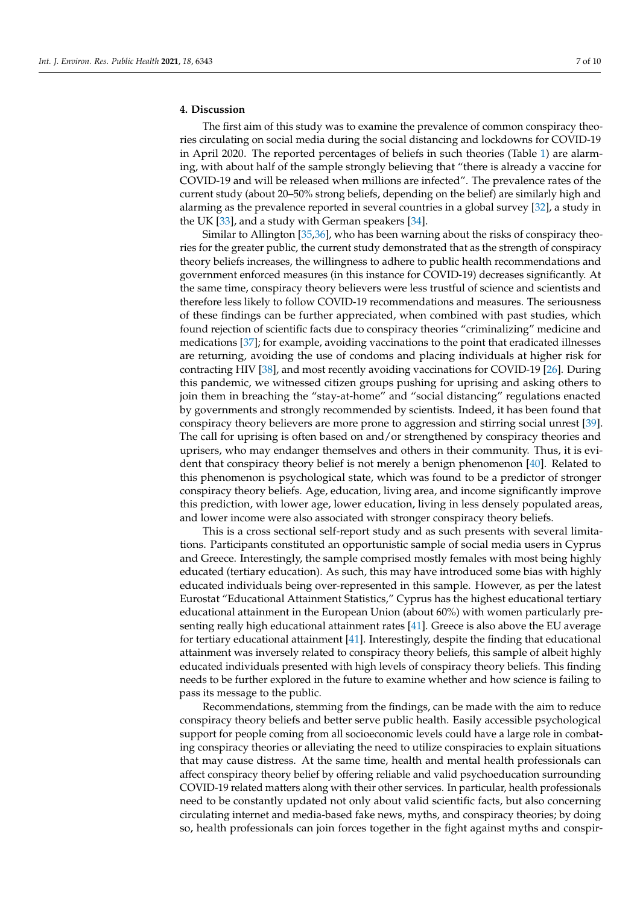## 4. Discussion

The first aim of this study was to examine the prevalence of common conspiracy theories circulating on social media during the social distancing and lockdowns for COVID-19 in April 2020. The reported percentages of beliefs in such theories (Table 1) are alarming, with about half of the sample strongly believing that "there is already a vaccine for COVID-19 and will be released when millions are infected". The prevalence rates of the current study (about 20–50% strong beliefs, depending on the belief) are similarly high and alarming as the prevalence reported in several countries in a global survey [32], a study in the UK [33], and a study with German speakers [34].

Similar to Allington [35,36], who has been warning about the risks of conspiracy theories for the greater public, the current study demonstrated that as the strength of conspiracy theory beliefs increases, the willingness to adhere to public health recommendations and government enforced measures (in this instance for COVID-19) decreases significantly. At the same time, conspiracy theory believers were less trustful of science and scientists and therefore less likely to follow COVID-19 recommendations and measures. The seriousness of these findings can be further appreciated, when combined with past studies, which found rejection of scientific facts due to conspiracy theories "criminalizing" medicine and medications [37]; for example, avoiding vaccinations to the point that eradicated illnesses are returning, avoiding the use of condoms and placing individuals at higher risk for contracting HIV [38], and most recently avoiding vaccinations for COVID-19 [26]. During this pandemic, we witnessed citizen groups pushing for uprising and asking others to join them in breaching the "stay-at-home" and "social distancing" regulations enacted by governments and strongly recommended by scientists. Indeed, it has been found that conspiracy theory believers are more prone to aggression and stirring social unrest [39]. The call for uprising is often based on and/or strengthened by conspiracy theories and uprisers, who may endanger themselves and others in their community. Thus, it is evident that conspiracy theory belief is not merely a benign phenomenon [40]. Related to this phenomenon is psychological state, which was found to be a predictor of stronger conspiracy theory beliefs. Age, education, living area, and income significantly improve this prediction, with lower age, lower education, living in less densely populated areas, and lower income were also associated with stronger conspiracy theory beliefs.

This is a cross sectional self-report study and as such presents with several limitations. Participants constituted an opportunistic sample of social media users in Cyprus and Greece. Interestingly, the sample comprised mostly females with most being highly educated (tertiary education). As such, this may have introduced some bias with highly educated individuals being over-represented in this sample. However, as per the latest Eurostat "Educational Attainment Statistics," Cyprus has the highest educational tertiary educational attainment in the European Union (about 60%) with women particularly presenting really high educational attainment rates [41]. Greece is also above the EU average for tertiary educational attainment [41]. Interestingly, despite the finding that educational attainment was inversely related to conspiracy theory beliefs, this sample of albeit highly educated individuals presented with high levels of conspiracy theory beliefs. This finding needs to be further explored in the future to examine whether and how science is failing to pass its message to the public.

Recommendations, stemming from the findings, can be made with the aim to reduce conspiracy theory beliefs and better serve public health. Easily accessible psychological support for people coming from all socioeconomic levels could have a large role in combating conspiracy theories or alleviating the need to utilize conspiracies to explain situations that may cause distress. At the same time, health and mental health professionals can affect conspiracy theory belief by offering reliable and valid psychoeducation surrounding COVID-19 related matters along with their other services. In particular, health professionals need to be constantly updated not only about valid scientific facts, but also concerning circulating internet and media-based fake news, myths, and conspiracy theories; by doing so, health professionals can join forces together in the fight against myths and conspir-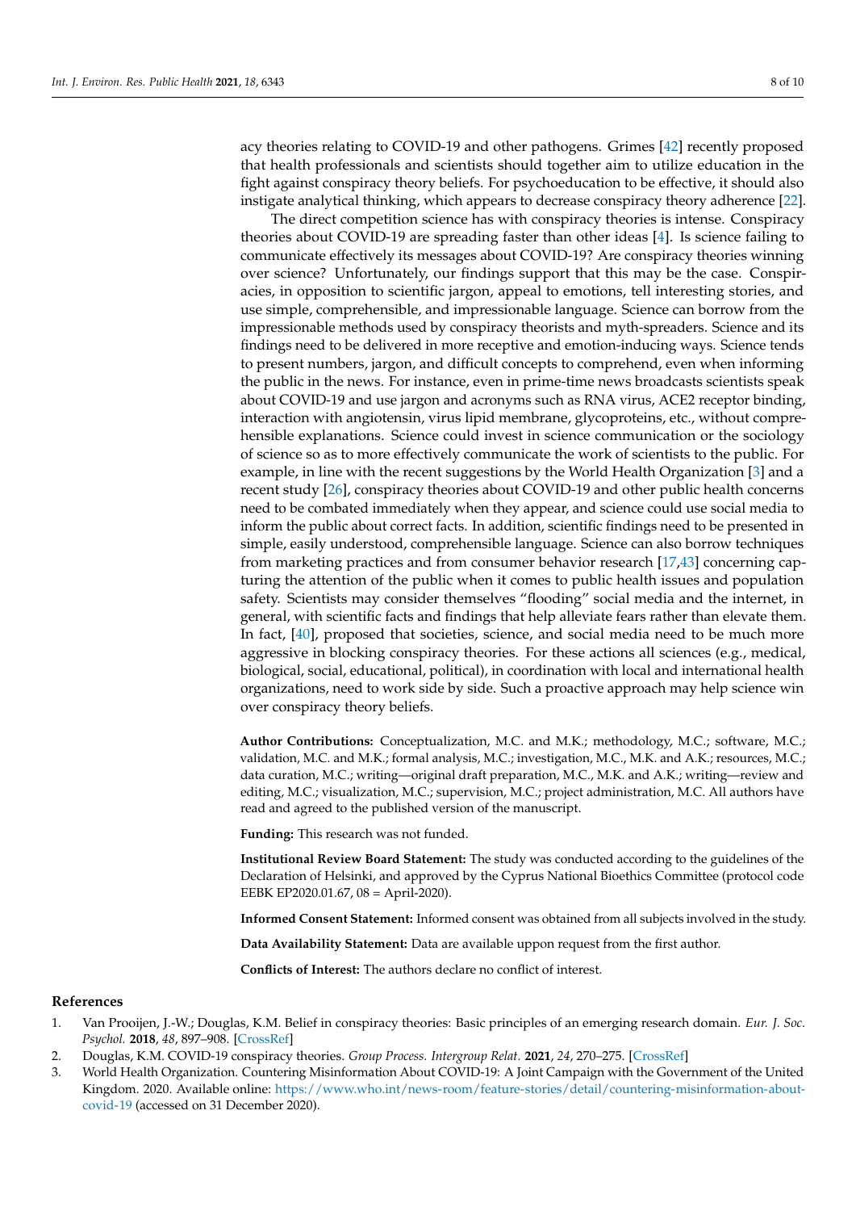acy theories relating to COVID-19 and other pathogens. Grimes [42] recently proposed that health professionals and scientists should together aim to utilize education in the fight against conspiracy theory beliefs. For psychoeducation to be effective, it should also instigate analytical thinking, which appears to decrease conspiracy theory adherence [22].

The direct competition science has with conspiracy theories is intense. Conspiracy theories about COVID-19 are spreading faster than other ideas [4]. Is science failing to communicate effectively its messages about COVID-19? Are conspiracy theories winning over science? Unfortunately, our findings support that this may be the case. Conspiracies, in opposition to scientific jargon, appeal to emotions, tell interesting stories, and use simple, comprehensible, and impressionable language. Science can borrow from the impressionable methods used by conspiracy theorists and myth-spreaders. Science and its findings need to be delivered in more receptive and emotion-inducing ways. Science tends to present numbers, jargon, and difficult concepts to comprehend, even when informing the public in the news. For instance, even in prime-time news broadcasts scientists speak about COVID-19 and use jargon and acronyms such as RNA virus, ACE2 receptor binding, interaction with angiotensin, virus lipid membrane, glycoproteins, etc., without comprehensible explanations. Science could invest in science communication or the sociology of science so as to more effectively communicate the work of scientists to the public. For example, in line with the recent suggestions by the World Health Organization [3] and a recent study [26], conspiracy theories about COVID-19 and other public health concerns need to be combated immediately when they appear, and science could use social media to inform the public about correct facts. In addition, scientific findings need to be presented in simple, easily understood, comprehensible language. Science can also borrow techniques from marketing practices and from consumer behavior research [17,43] concerning capturing the attention of the public when it comes to public health issues and population safety. Scientists may consider themselves "flooding" social media and the internet, in general, with scientific facts and findings that help alleviate fears rather than elevate them. In fact, [40], proposed that societies, science, and social media need to be much more aggressive in blocking conspiracy theories. For these actions all sciences (e.g., medical, biological, social, educational, political), in coordination with local and international health organizations, need to work side by side. Such a proactive approach may help science win over conspiracy theory beliefs.

**Author Contributions:** Conceptualization, M.C. and M.K.; methodology, M.C.; software, M.C.; validation, M.C. and M.K.; formal analysis, M.C.; investigation, M.C., M.K. and A.K.; resources, M.C.; data curation, M.C.; writing—original draft preparation, M.C., M.K. and A.K.; writing—review and editing, M.C.; visualization, M.C.; supervision, M.C.; project administration, M.C. All authors have read and agreed to the published version of the manuscript.

**Funding:** This research was not funded.

**Institutional Review Board Statement:** The study was conducted according to the guidelines of the Declaration of Helsinki, and approved by the Cyprus National Bioethics Committee (protocol code EEBK EP2020.01.67, 08 = April-2020).

**Informed Consent Statement:** Informed consent was obtained from all subjects involved in the study.

**Data Availability Statement:** Data are available uppon request from the first author.

**Conflicts of Interest:** The authors declare no conflict of interest.

## References

1. Van Prooijen, J.-W.; Douglas, K.M. Belief in conspiracy theories: Basic principles of an emerging research domain. *Eur. J. Soc. Psychol.* **2018**, *48*, 897–908. [CrossRef]
2. Douglas, K.M. COVID-19 conspiracy theories. *Group Process. Intergroup Relat.* **2021**, *24*, 270–275. [CrossRef]
3. World Health Organization. Countering Misinformation About COVID-19: A Joint Campaign with the Government of the United Kingdom. 2020. Available online: https://www.who.int/news-room/feature-stories/detail/countering-misinformation-about-covid-19 (accessed on 31 December 2020).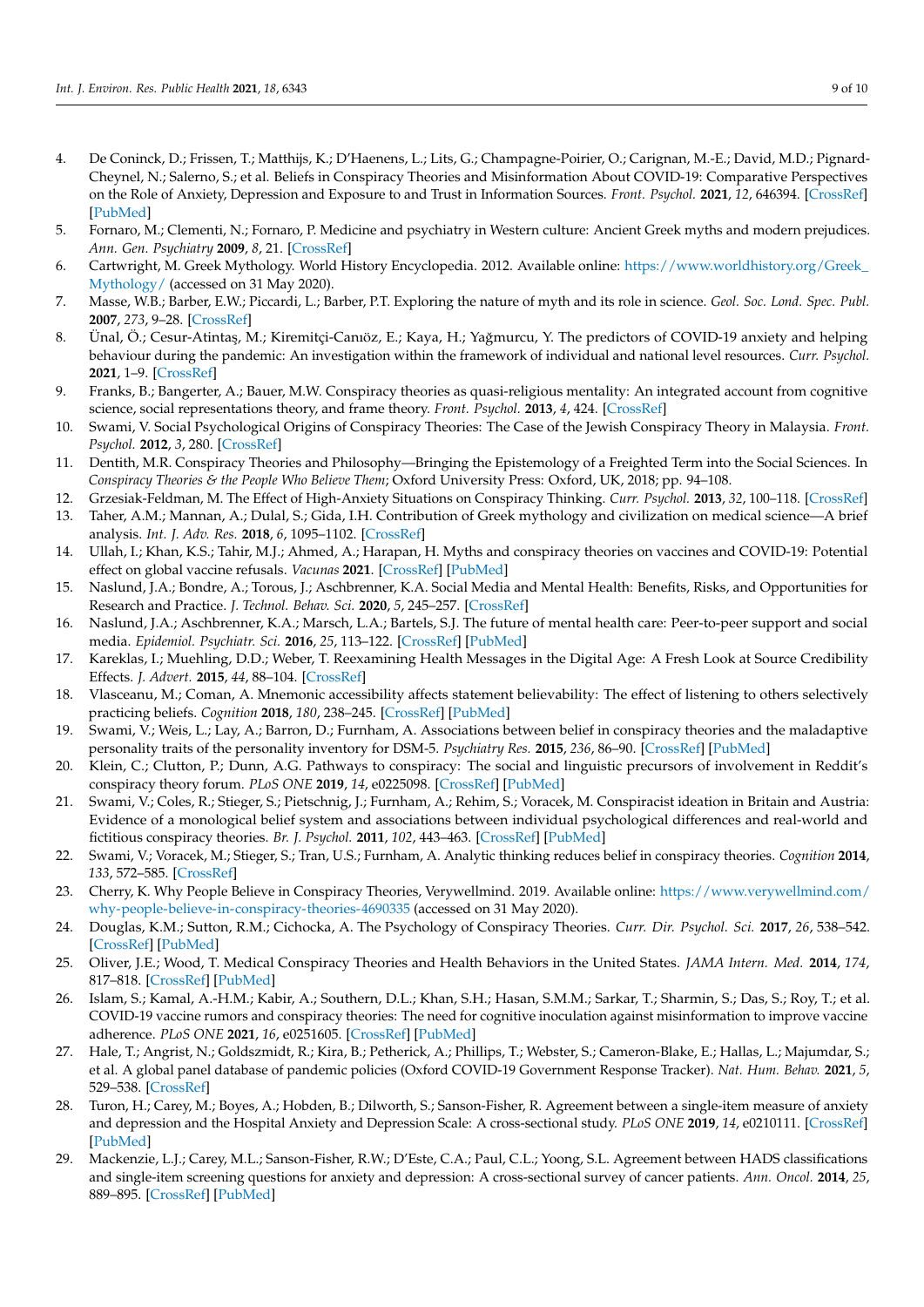4. De Coninck, D.; Frissen, T.; Matthijs, K.; D'Haenens, L.; Lits, G.; Champagne-Poirier, O.; Carignan, M.-E.; David, M.D.; Pignard-Cheynel, N.; Salerno, S.; et al. Beliefs in Conspiracy Theories and Misinformation About COVID-19: Comparative Perspectives on the Role of Anxiety, Depression and Exposure to and Trust in Information Sources. *Front. Psychol.* **2021**, *12*, 646394. [CrossRef] [PubMed]
5. Fornaro, M.; Clementi, N.; Fornaro, P. Medicine and psychiatry in Western culture: Ancient Greek myths and modern prejudices. *Ann. Gen. Psychiatry* **2009**, *8*, 21. [CrossRef]
6. Cartwright, M. Greek Mythology. World History Encyclopedia. 2012. Available online: https://www.worldhistory.org/Greek_Mythology/ (accessed on 31 May 2020).
7. Masse, W.B.; Barber, E.W.; Piccardi, L.; Barber, P.T. Exploring the nature of myth and its role in science. *Geol. Soc. Lond. Spec. Publ.* **2007**, *273*, 9–28. [CrossRef]
8. Ünal, Ö.; Cesur-Atintaş, M.; Kiremitçi-Canıöz, E.; Kaya, H.; Yağmurcu, Y. The predictors of COVID-19 anxiety and helping behaviour during the pandemic: An investigation within the framework of individual and national level resources. *Curr. Psychol.* **2021**, 1–9. [CrossRef]
9. Franks, B.; Bangerter, A.; Bauer, M.W. Conspiracy theories as quasi-religious mentality: An integrated account from cognitive science, social representations theory, and frame theory. *Front. Psychol.* **2013**, *4*, 424. [CrossRef]
10. Swami, V. Social Psychological Origins of Conspiracy Theories: The Case of the Jewish Conspiracy Theory in Malaysia. *Front. Psychol.* **2012**, *3*, 280. [CrossRef]
11. Dentith, M.R. Conspiracy Theories and Philosophy—Bringing the Epistemology of a Freighted Term into the Social Sciences. In *Conspiracy Theories & the People Who Believe Them*; Oxford University Press: Oxford, UK, 2018; pp. 94–108.
12. Grzesiak-Feldman, M. The Effect of High-Anxiety Situations on Conspiracy Thinking. *Curr. Psychol.* **2013**, *32*, 100–118. [CrossRef]
13. Taher, A.M.; Mannan, A.; Dulal, S.; Gida, I.H. Contribution of Greek mythology and civilization on medical science—A brief analysis. *Int. J. Adv. Res.* **2018**, *6*, 1095–1102. [CrossRef]
14. Ullah, I.; Khan, K.S.; Tahir, M.J.; Ahmed, A.; Harapan, H. Myths and conspiracy theories on vaccines and COVID-19: Potential effect on global vaccine refusals. *Vacunas* **2021**. [CrossRef] [PubMed]
15. Naslund, J.A.; Bondre, A.; Torous, J.; Aschbrenner, K.A. Social Media and Mental Health: Benefits, Risks, and Opportunities for Research and Practice. *J. Technol. Behav. Sci.* **2020**, *5*, 245–257. [CrossRef]
16. Naslund, J.A.; Aschbrenner, K.A.; Marsch, L.A.; Bartels, S.J. The future of mental health care: Peer-to-peer support and social media. *Epidemiol. Psychiatr. Sci.* **2016**, *25*, 113–122. [CrossRef] [PubMed]
17. Kareklas, I.; Muehling, D.D.; Weber, T. Reexamining Health Messages in the Digital Age: A Fresh Look at Source Credibility Effects. *J. Advert.* **2015**, *44*, 88–104. [CrossRef]
18. Vlasceanu, M.; Coman, A. Mnemonic accessibility affects statement believability: The effect of listening to others selectively practicing beliefs. *Cognition* **2018**, *180*, 238–245. [CrossRef] [PubMed]
19. Swami, V.; Weis, L.; Lay, A.; Barron, D.; Furnham, A. Associations between belief in conspiracy theories and the maladaptive personality traits of the personality inventory for DSM-5. *Psychiatry Res.* **2015**, *236*, 86–90. [CrossRef] [PubMed]
20. Klein, C.; Clutton, P.; Dunn, A.G. Pathways to conspiracy: The social and linguistic precursors of involvement in Reddit's conspiracy theory forum. *PLoS ONE* **2019**, *14*, e0225098. [CrossRef] [PubMed]
21. Swami, V.; Coles, R.; Stieger, S.; Pietschnig, J.; Furnham, A.; Rehim, S.; Voracek, M. Conspiracist ideation in Britain and Austria: Evidence of a monological belief system and associations between individual psychological differences and real-world and fictitious conspiracy theories. *Br. J. Psychol.* **2011**, *102*, 443–463. [CrossRef] [PubMed]
22. Swami, V.; Voracek, M.; Stieger, S.; Tran, U.S.; Furnham, A. Analytic thinking reduces belief in conspiracy theories. *Cognition* **2014**, *133*, 572–585. [CrossRef]
23. Cherry, K. Why People Believe in Conspiracy Theories, Verywellmind. 2019. Available online: https://www.verywellmind.com/why-people-believe-in-conspiracy-theories-4690335 (accessed on 31 May 2020).
24. Douglas, K.M.; Sutton, R.M.; Cichocka, A. The Psychology of Conspiracy Theories. *Curr. Dir. Psychol. Sci.* **2017**, *26*, 538–542. [CrossRef] [PubMed]
25. Oliver, J.E.; Wood, T. Medical Conspiracy Theories and Health Behaviors in the United States. *JAMA Intern. Med.* **2014**, *174*, 817–818. [CrossRef] [PubMed]
26. Islam, S.; Kamal, A.-H.M.; Kabir, A.; Southern, D.L.; Khan, S.H.; Hasan, S.M.M.; Sarkar, T.; Sharmin, S.; Das, S.; Roy, T.; et al. COVID-19 vaccine rumors and conspiracy theories: The need for cognitive inoculation against misinformation to improve vaccine adherence. *PLoS ONE* **2021**, *16*, e0251605. [CrossRef] [PubMed]
27. Hale, T.; Angrist, N.; Goldszmidt, R.; Kira, B.; Petherick, A.; Phillips, T.; Webster, S.; Cameron-Blake, E.; Hallas, L.; Majumdar, S.; et al. A global panel database of pandemic policies (Oxford COVID-19 Government Response Tracker). *Nat. Hum. Behav.* **2021**, *5*, 529–538. [CrossRef]
28. Turon, H.; Carey, M.; Boyes, A.; Hobden, B.; Dilworth, S.; Sanson-Fisher, R. Agreement between a single-item measure of anxiety and depression and the Hospital Anxiety and Depression Scale: A cross-sectional study. *PLoS ONE* **2019**, *14*, e0210111. [CrossRef] [PubMed]
29. Mackenzie, L.J.; Carey, M.L.; Sanson-Fisher, R.W.; D'Este, C.A.; Paul, C.L.; Yoong, S.L. Agreement between HADS classifications and single-item screening questions for anxiety and depression: A cross-sectional survey of cancer patients. *Ann. Oncol.* **2014**, *25*, 889–895. [CrossRef] [PubMed]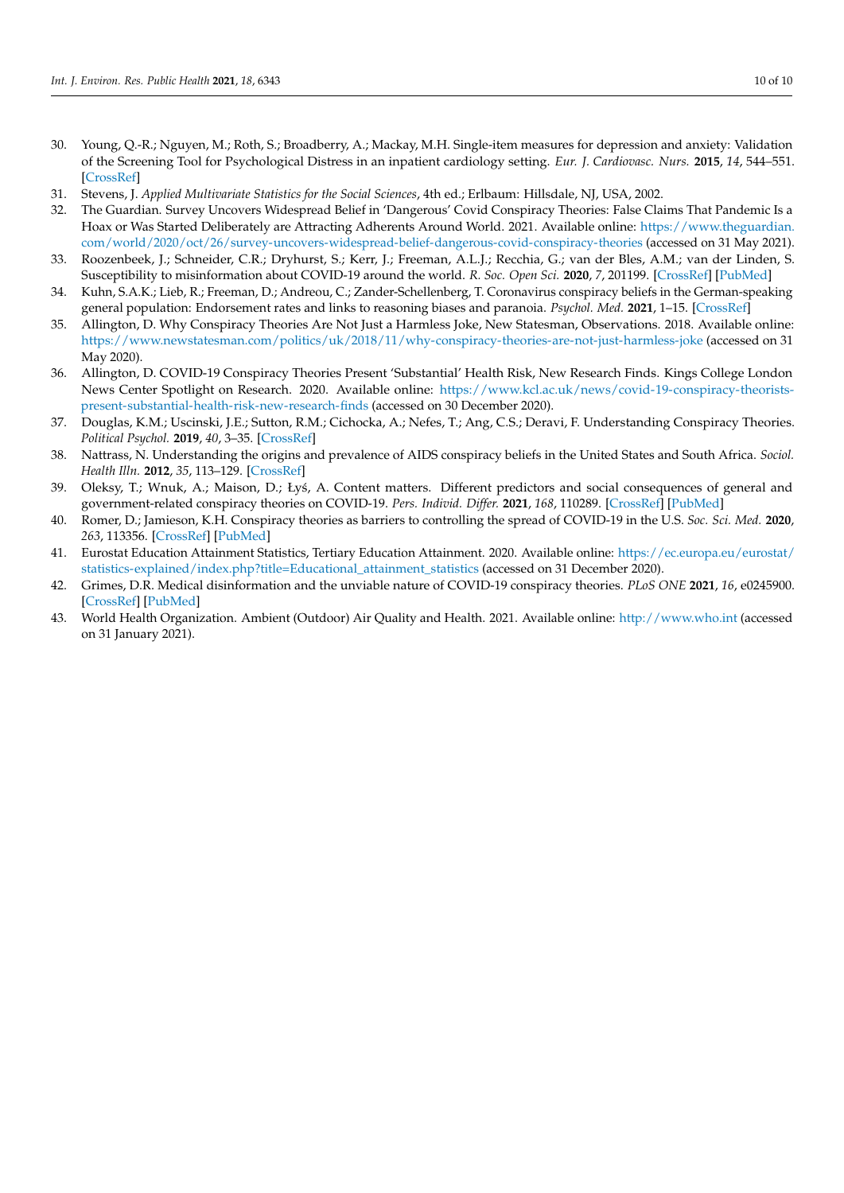30. Young, Q.-R.; Nguyen, M.; Roth, S.; Broadberry, A.; Mackay, M.H. Single-item measures for depression and anxiety: Validation of the Screening Tool for Psychological Distress in an inpatient cardiology setting. *Eur. J. Cardiovasc. Nurs.* **2015**, *14*, 544–551. [CrossRef]
31. Stevens, J. *Applied Multivariate Statistics for the Social Sciences*, 4th ed.; Erlbaum: Hillsdale, NJ, USA, 2002.
32. The Guardian. Survey Uncovers Widespread Belief in 'Dangerous' Covid Conspiracy Theories: False Claims That Pandemic Is a Hoax or Was Started Deliberately are Attracting Adherents Around World. 2021. Available online: https://www.theguardian.com/world/2020/oct/26/survey-uncovers-widespread-belief-dangerous-covid-conspiracy-theories (accessed on 31 May 2021).
33. Roozenbeek, J.; Schneider, C.R.; Dryhurst, S.; Kerr, J.; Freeman, A.L.J.; Recchia, G.; van der Bles, A.M.; van der Linden, S. Susceptibility to misinformation about COVID-19 around the world. *R. Soc. Open Sci.* **2020**, *7*, 201199. [CrossRef] [PubMed]
34. Kuhn, S.A.K.; Lieb, R.; Freeman, D.; Andreou, C.; Zander-Schellenberg, T. Coronavirus conspiracy beliefs in the German-speaking general population: Endorsement rates and links to reasoning biases and paranoia. *Psychol. Med.* **2021**, 1–15. [CrossRef]
35. Allington, D. Why Conspiracy Theories Are Not Just a Harmless Joke, New Statesman, Observations. 2018. Available online: https://www.newstatesman.com/politics/uk/2018/11/why-conspiracy-theories-are-not-just-harmless-joke (accessed on 31 May 2020).
36. Allington, D. COVID-19 Conspiracy Theories Present 'Substantial' Health Risk, New Research Finds. Kings College London News Center Spotlight on Research. 2020. Available online: https://www.kcl.ac.uk/news/covid-19-conspiracy-theorists-present-substantial-health-risk-new-research-finds (accessed on 30 December 2020).
37. Douglas, K.M.; Uscinski, J.E.; Sutton, R.M.; Cichocka, A.; Nefes, T.; Ang, C.S.; Deravi, F. Understanding Conspiracy Theories. *Political Psychol.* **2019**, *40*, 3–35. [CrossRef]
38. Nattrass, N. Understanding the origins and prevalence of AIDS conspiracy beliefs in the United States and South Africa. *Sociol. Health Illn.* **2012**, *35*, 113–129. [CrossRef]
39. Oleksy, T.; Wnuk, A.; Maison, D.; Łyś, A. Content matters. Different predictors and social consequences of general and government-related conspiracy theories on COVID-19. *Pers. Individ. Differ.* **2021**, *168*, 110289. [CrossRef] [PubMed]
40. Romer, D.; Jamieson, K.H. Conspiracy theories as barriers to controlling the spread of COVID-19 in the U.S. *Soc. Sci. Med.* **2020**, *263*, 113356. [CrossRef] [PubMed]
41. Eurostat Education Attainment Statistics, Tertiary Education Attainment. 2020. Available online: https://ec.europa.eu/eurostat/statistics-explained/index.php?title=Educational_attainment_statistics (accessed on 31 December 2020).
42. Grimes, D.R. Medical disinformation and the unviable nature of COVID-19 conspiracy theories. *PLoS ONE* **2021**, *16*, e0245900. [CrossRef] [PubMed]
43. World Health Organization. Ambient (Outdoor) Air Quality and Health. 2021. Available online: http://www.who.int (accessed on 31 January 2021).